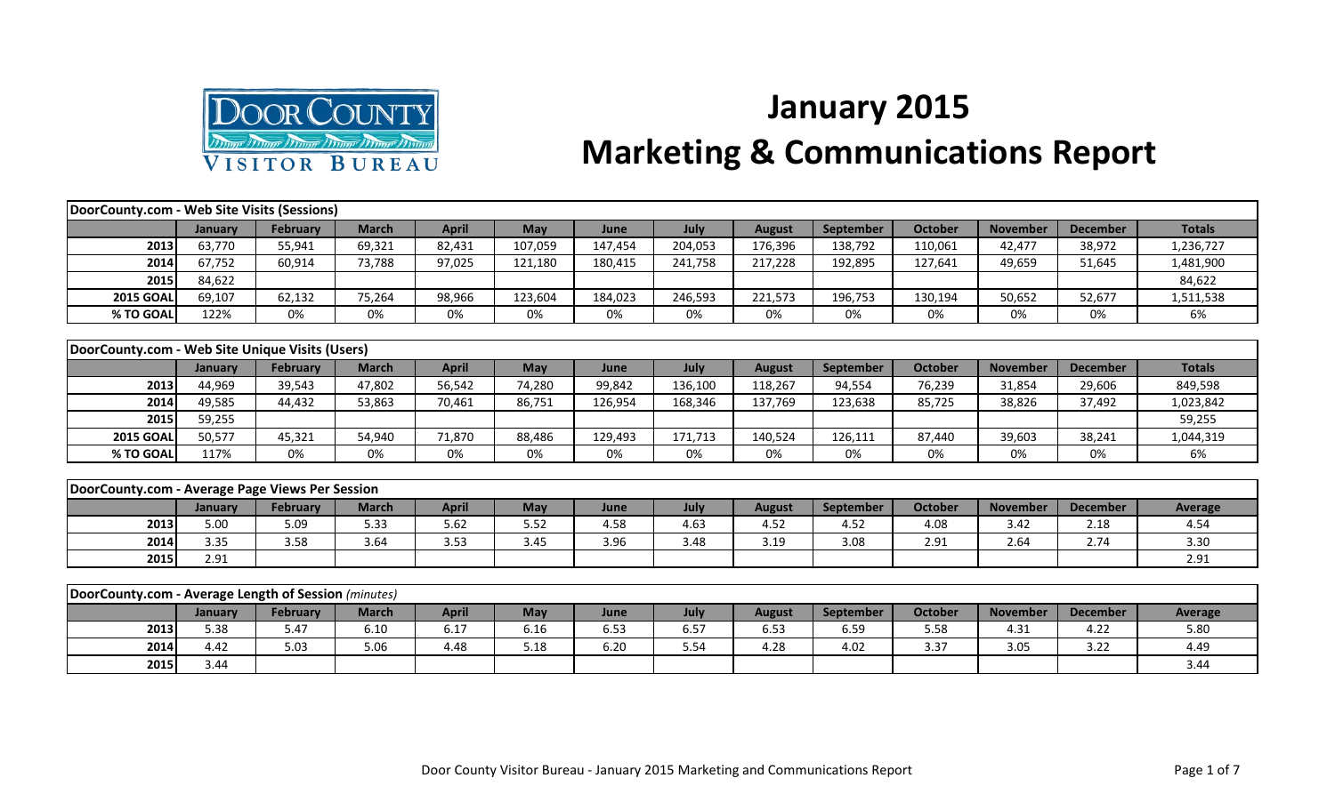# January 2015 Marketing & Communications Report

| DoorCounty.com - Web Site Visits (Sessions) | | | | | | | | | | | | | |
|---|---|---|---|---|---|---|---|---|---|---|---|---|---|
| | January | February | March | April | May | June | July | August | September | October | November | December | Totals |
| 2013 | 63,770 | 55,941 | 69,321 | 82,431 | 107,059 | 147,454 | 204,053 | 176,396 | 138,792 | 110,061 | 42,477 | 38,972 | 1,236,727 |
| 2014 | 67,752 | 60,914 | 73,788 | 97,025 | 121,180 | 180,415 | 241,758 | 217,228 | 192,895 | 127,641 | 49,659 | 51,645 | 1,481,900 |
| 2015 | 84,622 | | | | | | | | | | | | 84,622 |
| 2015 GOAL | 69,107 | 62,132 | 75,264 | 98,966 | 123,604 | 184,023 | 246,593 | 221,573 | 196,753 | 130,194 | 50,652 | 52,677 | 1,511,538 |
| % TO GOAL | 122% | 0% | 0% | 0% | 0% | 0% | 0% | 0% | 0% | 0% | 0% | 0% | 6% |

| DoorCounty.com - Web Site Unique Visits (Users) | | | | | | | | | | | | | |
|---|---|---|---|---|---|---|---|---|---|---|---|---|---|
| | January | February | March | April | May | June | July | August | September | October | November | December | Totals |
| 2013 | 44,969 | 39,543 | 47,802 | 56,542 | 74,280 | 99,842 | 136,100 | 118,267 | 94,554 | 76,239 | 31,854 | 29,606 | 849,598 |
| 2014 | 49,585 | 44,432 | 53,863 | 70,461 | 86,751 | 126,954 | 168,346 | 137,769 | 123,638 | 85,725 | 38,826 | 37,492 | 1,023,842 |
| 2015 | 59,255 | | | | | | | | | | | | 59,255 |
| 2015 GOAL | 50,577 | 45,321 | 54,940 | 71,870 | 88,486 | 129,493 | 171,713 | 140,524 | 126,111 | 87,440 | 39,603 | 38,241 | 1,044,319 |
| % TO GOAL | 117% | 0% | 0% | 0% | 0% | 0% | 0% | 0% | 0% | 0% | 0% | 0% | 6% |

| DoorCounty.com - Average Page Views Per Session | | | | | | | | | | | | | |
|---|---|---|---|---|---|---|---|---|---|---|---|---|---|
| | January | February | March | April | May | June | July | August | September | October | November | December | Average |
| 2013 | 5.00 | 5.09 | 5.33 | 5.62 | 5.52 | 4.58 | 4.63 | 4.52 | 4.52 | 4.08 | 3.42 | 2.18 | 4.54 |
| 2014 | 3.35 | 3.58 | 3.64 | 3.53 | 3.45 | 3.96 | 3.48 | 3.19 | 3.08 | 2.91 | 2.64 | 2.74 | 3.30 |
| 2015 | 2.91 | | | | | | | | | | | | 2.91 |

| DoorCounty.com - Average Length of Session *(minutes)* | | | | | | | | | | | | | |
|---|---|---|---|---|---|---|---|---|---|---|---|---|---|
| | January | February | March | April | May | June | July | August | September | October | November | December | Average |
| 2013 | 5.38 | 5.47 | 6.10 | 6.17 | 6.16 | 6.53 | 6.57 | 6.53 | 6.59 | 5.58 | 4.31 | 4.22 | 5.80 |
| 2014 | 4.42 | 5.03 | 5.06 | 4.48 | 5.18 | 6.20 | 5.54 | 4.28 | 4.02 | 3.37 | 3.05 | 3.22 | 4.49 |
| 2015 | 3.44 | | | | | | | | | | | | 3.44 |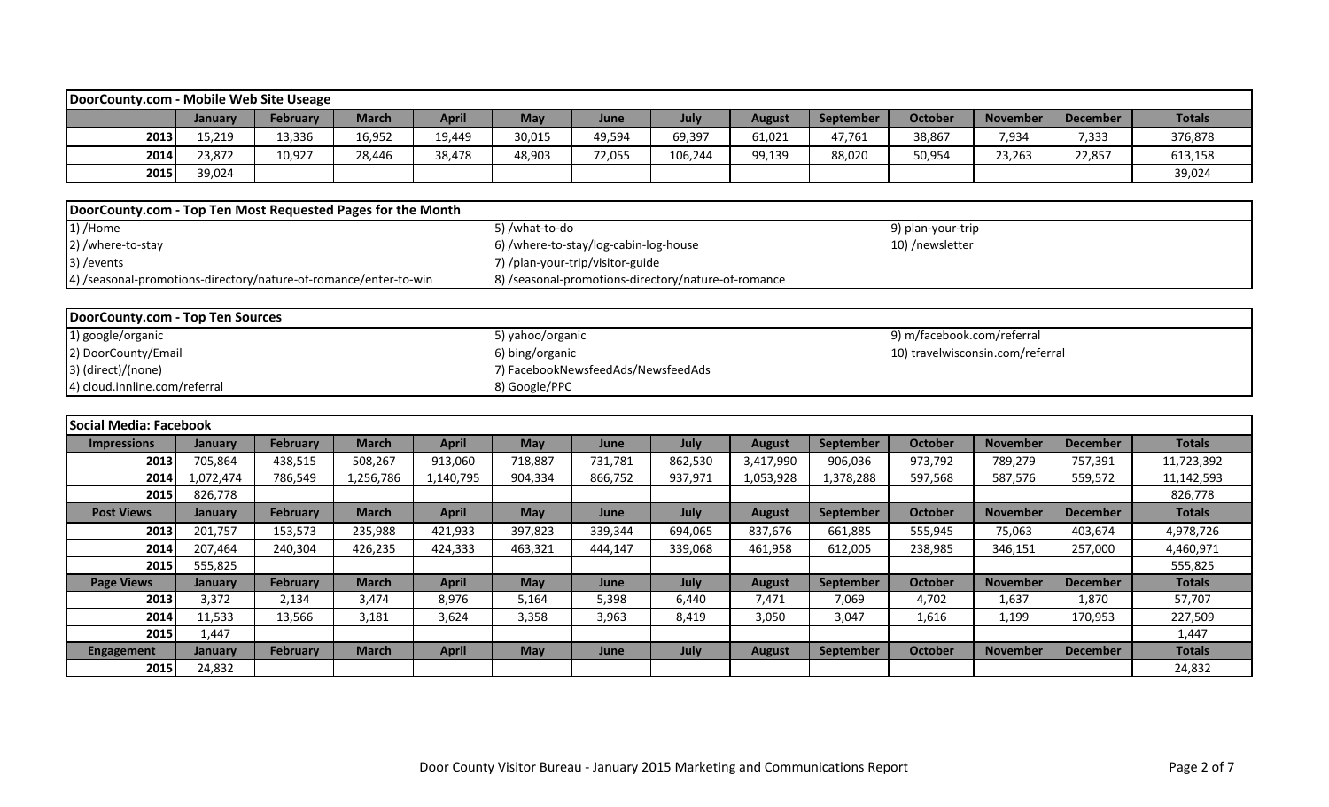| DoorCounty.com - Mobile Web Site Useage | | | | | | | | | | | | | |
|---|---|---|---|---|---|---|---|---|---|---|---|---|---|
| | January | February | March | April | May | June | July | August | September | October | November | December | Totals |
| 2013 | 15,219 | 13,336 | 16,952 | 19,449 | 30,015 | 49,594 | 69,397 | 61,021 | 47,761 | 38,867 | 7,934 | 7,333 | 376,878 |
| 2014 | 23,872 | 10,927 | 28,446 | 38,478 | 48,903 | 72,055 | 106,244 | 99,139 | 88,020 | 50,954 | 23,263 | 22,857 | 613,158 |
| 2015 | 39,024 | | | | | | | | | | | | 39,024 |

| DoorCounty.com - Top Ten Most Requested Pages for the Month | | |
|---|---|---|
| 1) /Home | 5) /what-to-do | 9) plan-your-trip |
| 2) /where-to-stay | 6) /where-to-stay/log-cabin-log-house | 10) /newsletter |
| 3) /events | 7) /plan-your-trip/visitor-guide | |
| 4) /seasonal-promotions-directory/nature-of-romance/enter-to-win | 8) /seasonal-promotions-directory/nature-of-romance | |

| DoorCounty.com - Top Ten Sources | | |
|---|---|---|
| 1) google/organic | 5) yahoo/organic | 9) m/facebook.com/referral |
| 2) DoorCounty/Email | 6) bing/organic | 10) travelwisconsin.com/referral |
| 3) (direct)/(none) | 7) FacebookNewsfeedAds/NewsfeedAds | |
| 4) cloud.innline.com/referral | 8) Google/PPC | |

| Social Media: Facebook | | | | | | | | | | | | | |
|---|---|---|---|---|---|---|---|---|---|---|---|---|---|
| Impressions | January | February | March | April | May | June | July | August | September | October | November | December | Totals |
| 2013 | 705,864 | 438,515 | 508,267 | 913,060 | 718,887 | 731,781 | 862,530 | 3,417,990 | 906,036 | 973,792 | 789,279 | 757,391 | 11,723,392 |
| 2014 | 1,072,474 | 786,549 | 1,256,786 | 1,140,795 | 904,334 | 866,752 | 937,971 | 1,053,928 | 1,378,288 | 597,568 | 587,576 | 559,572 | 11,142,593 |
| 2015 | 826,778 | | | | | | | | | | | | 826,778 |
| Post Views | January | February | March | April | May | June | July | August | September | October | November | December | Totals |
| 2013 | 201,757 | 153,573 | 235,988 | 421,933 | 397,823 | 339,344 | 694,065 | 837,676 | 661,885 | 555,945 | 75,063 | 403,674 | 4,978,726 |
| 2014 | 207,464 | 240,304 | 426,235 | 424,333 | 463,321 | 444,147 | 339,068 | 461,958 | 612,005 | 238,985 | 346,151 | 257,000 | 4,460,971 |
| 2015 | 555,825 | | | | | | | | | | | | 555,825 |
| Page Views | January | February | March | April | May | June | July | August | September | October | November | December | Totals |
| 2013 | 3,372 | 2,134 | 3,474 | 8,976 | 5,164 | 5,398 | 6,440 | 7,471 | 7,069 | 4,702 | 1,637 | 1,870 | 57,707 |
| 2014 | 11,533 | 13,566 | 3,181 | 3,624 | 3,358 | 3,963 | 8,419 | 3,050 | 3,047 | 1,616 | 1,199 | 170,953 | 227,509 |
| 2015 | 1,447 | | | | | | | | | | | | 1,447 |
| Engagement | January | February | March | April | May | June | July | August | September | October | November | December | Totals |
| 2015 | 24,832 | | | | | | | | | | | | 24,832 |

Door County Visitor Bureau - January 2015 Marketing and Communications Report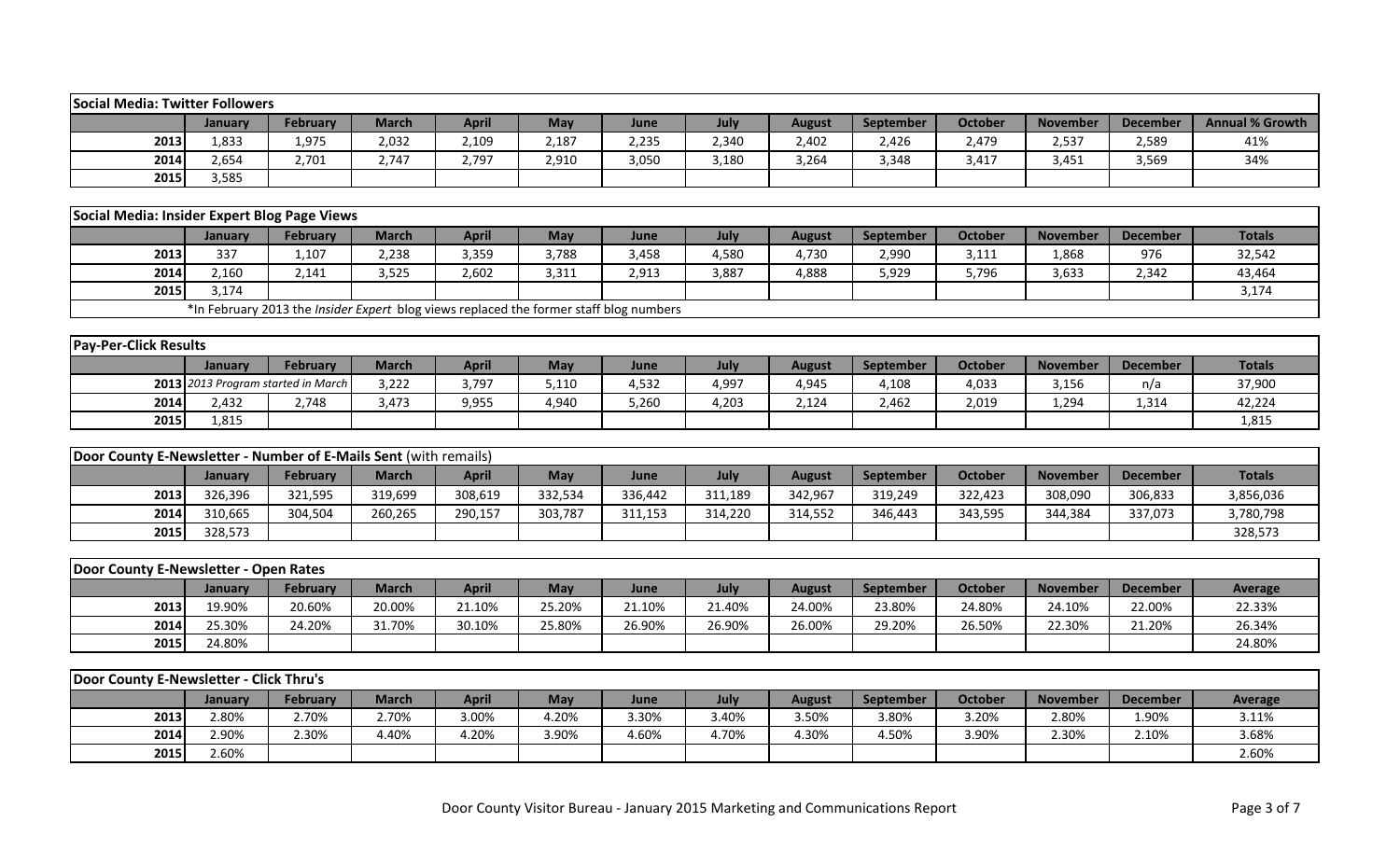| Social Media: Twitter Followers | | | | | | | | | | | | | |
|---|---|---|---|---|---|---|---|---|---|---|---|---|---|
| | **January** | **February** | **March** | **April** | **May** | **June** | **July** | **August** | **September** | **October** | **November** | **December** | **Annual % Growth** |
| **2013** | 1,833 | 1,975 | 2,032 | 2,109 | 2,187 | 2,235 | 2,340 | 2,402 | 2,426 | 2,479 | 2,537 | 2,589 | 41% |
| **2014** | 2,654 | 2,701 | 2,747 | 2,797 | 2,910 | 3,050 | 3,180 | 3,264 | 3,348 | 3,417 | 3,451 | 3,569 | 34% |
| **2015** | 3,585 | | | | | | | | | | | | |

| Social Media: Insider Expert Blog Page Views | | | | | | | | | | | | | |
|---|---|---|---|---|---|---|---|---|---|---|---|---|---|
| | **January** | **February** | **March** | **April** | **May** | **June** | **July** | **August** | **September** | **October** | **November** | **December** | **Totals** |
| **2013** | 337 | 1,107 | 2,238 | 3,359 | 3,788 | 3,458 | 4,580 | 4,730 | 2,990 | 3,111 | 1,868 | 976 | 32,542 |
| **2014** | 2,160 | 2,141 | 3,525 | 2,602 | 3,311 | 2,913 | 3,887 | 4,888 | 5,929 | 5,796 | 3,633 | 2,342 | 43,464 |
| **2015** | 3,174 | | | | | | | | | | | | 3,174 |
| | *In February 2013 the *Insider Expert* blog views replaced the former staff blog numbers | | | | | | | | | | | | |

| Pay-Per-Click Results | | | | | | | | | | | | | |
|---|---|---|---|---|---|---|---|---|---|---|---|---|---|
| | **January** | **February** | **March** | **April** | **May** | **June** | **July** | **August** | **September** | **October** | **November** | **December** | **Totals** |
| **2013** | *2013 Program started in March* | | 3,222 | 3,797 | 5,110 | 4,532 | 4,997 | 4,945 | 4,108 | 4,033 | 3,156 | n/a | 37,900 |
| **2014** | 2,432 | 2,748 | 3,473 | 9,955 | 4,940 | 5,260 | 4,203 | 2,124 | 2,462 | 2,019 | 1,294 | 1,314 | 42,224 |
| **2015** | 1,815 | | | | | | | | | | | | 1,815 |

| Door County E-Newsletter - Number of E-Mails Sent (with remails) | | | | | | | | | | | | | |
|---|---|---|---|---|---|---|---|---|---|---|---|---|---|
| | **January** | **February** | **March** | **April** | **May** | **June** | **July** | **August** | **September** | **October** | **November** | **December** | **Totals** |
| **2013** | 326,396 | 321,595 | 319,699 | 308,619 | 332,534 | 336,442 | 311,189 | 342,967 | 319,249 | 322,423 | 308,090 | 306,833 | 3,856,036 |
| **2014** | 310,665 | 304,504 | 260,265 | 290,157 | 303,787 | 311,153 | 314,220 | 314,552 | 346,443 | 343,595 | 344,384 | 337,073 | 3,780,798 |
| **2015** | 328,573 | | | | | | | | | | | | 328,573 |

| Door County E-Newsletter - Open Rates | | | | | | | | | | | | | |
|---|---|---|---|---|---|---|---|---|---|---|---|---|---|
| | **January** | **February** | **March** | **April** | **May** | **June** | **July** | **August** | **September** | **October** | **November** | **December** | **Average** |
| **2013** | 19.90% | 20.60% | 20.00% | 21.10% | 25.20% | 21.10% | 21.40% | 24.00% | 23.80% | 24.80% | 24.10% | 22.00% | 22.33% |
| **2014** | 25.30% | 24.20% | 31.70% | 30.10% | 25.80% | 26.90% | 26.90% | 26.00% | 29.20% | 26.50% | 22.30% | 21.20% | 26.34% |
| **2015** | 24.80% | | | | | | | | | | | | 24.80% |

| Door County E-Newsletter - Click Thru's | | | | | | | | | | | | | |
|---|---|---|---|---|---|---|---|---|---|---|---|---|---|
| | **January** | **February** | **March** | **April** | **May** | **June** | **July** | **August** | **September** | **October** | **November** | **December** | **Average** |
| **2013** | 2.80% | 2.70% | 2.70% | 3.00% | 4.20% | 3.30% | 3.40% | 3.50% | 3.80% | 3.20% | 2.80% | 1.90% | 3.11% |
| **2014** | 2.90% | 2.30% | 4.40% | 4.20% | 3.90% | 4.60% | 4.70% | 4.30% | 4.50% | 3.90% | 2.30% | 2.10% | 3.68% |
| **2015** | 2.60% | | | | | | | | | | | | 2.60% |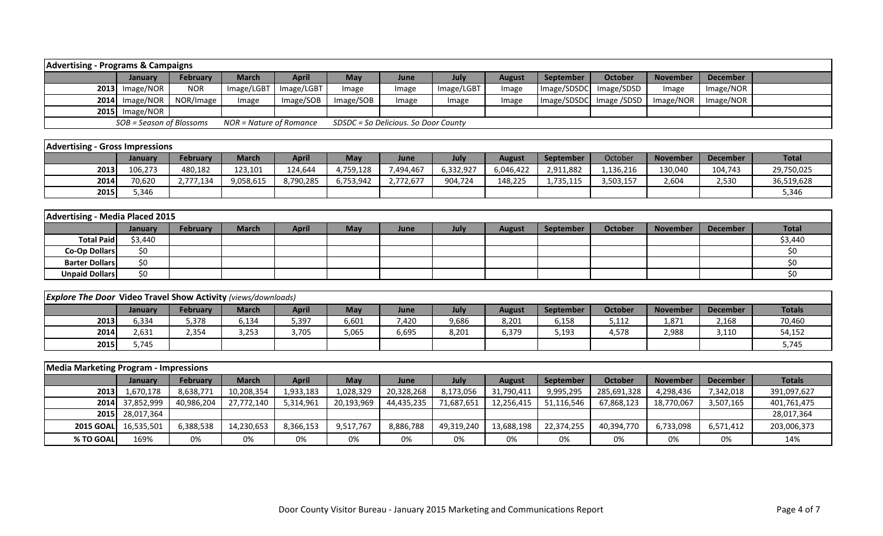## Advertising - Programs & Campaigns

| | January | February | March | April | May | June | July | August | September | October | November | December | |
|---|---|---|---|---|---|---|---|---|---|---|---|---|---|
| 2013 | Image/NOR | NOR | Image/LGBT | Image/LGBT | Image | Image | Image/LGBT | Image | Image/SDSDC | Image/SDSD | Image | Image/NOR | |
| 2014 | Image/NOR | NOR/Image | Image | Image/SOB | Image/SOB | Image | Image | Image | Image/SDSDC | Image /SDSD | Image/NOR | Image/NOR | |
| 2015 | Image/NOR | | | | | | | | | | | | |

*SOB = Season of Blossoms   NOR = Nature of Romance   SDSDC = So Delicious. So Door County*

## Advertising - Gross Impressions

| | January | February | March | April | May | June | July | August | September | October | November | December | Total |
|---|---|---|---|---|---|---|---|---|---|---|---|---|---|
| 2013 | 106,273 | 480,182 | 123,101 | 124,644 | 4,759,128 | 7,494,467 | 6,332,927 | 6,046,422 | 2,911,882 | 1,136,216 | 130,040 | 104,743 | 29,750,025 |
| 2014 | 70,620 | 2,777,134 | 9,058,615 | 8,790,285 | 6,753,942 | 2,772,677 | 904,724 | 148,225 | 1,735,115 | 3,503,157 | 2,604 | 2,530 | 36,519,628 |
| 2015 | 5,346 | | | | | | | | | | | | 5,346 |

## Advertising - Media Placed 2015

| | January | February | March | April | May | June | July | August | September | October | November | December | Total |
|---|---|---|---|---|---|---|---|---|---|---|---|---|---|
| Total Paid | $3,440 | | | | | | | | | | | | $3,440 |
| Co-Op Dollars | $0 | | | | | | | | | | | | $0 |
| Barter Dollars | $0 | | | | | | | | | | | | $0 |
| Unpaid Dollars | $0 | | | | | | | | | | | | $0 |

## *Explore The Door* Video Travel Show Activity *(views/downloads)*

| | January | February | March | April | May | June | July | August | September | October | November | December | Totals |
|---|---|---|---|---|---|---|---|---|---|---|---|---|---|
| 2013 | 6,334 | 5,378 | 6,134 | 5,397 | 6,601 | 7,420 | 9,686 | 8,201 | 6,158 | 5,112 | 1,871 | 2,168 | 70,460 |
| 2014 | 2,631 | 2,354 | 3,253 | 3,705 | 5,065 | 6,695 | 8,201 | 6,379 | 5,193 | 4,578 | 2,988 | 3,110 | 54,152 |
| 2015 | 5,745 | | | | | | | | | | | | 5,745 |

## Media Marketing Program - Impressions

| | January | February | March | April | May | June | July | August | September | October | November | December | Totals |
|---|---|---|---|---|---|---|---|---|---|---|---|---|---|
| 2013 | 1,670,178 | 8,638,771 | 10,208,354 | 1,933,183 | 1,028,329 | 20,328,268 | 8,173,056 | 31,790,411 | 9,995,295 | 285,691,328 | 4,298,436 | 7,342,018 | 391,097,627 |
| 2014 | 37,852,999 | 40,986,204 | 27,772,140 | 5,314,961 | 20,193,969 | 44,435,235 | 71,687,651 | 12,256,415 | 51,116,546 | 67,868,123 | 18,770,067 | 3,507,165 | 401,761,475 |
| 2015 | 28,017,364 | | | | | | | | | | | | 28,017,364 |
| 2015 GOAL | 16,535,501 | 6,388,538 | 14,230,653 | 8,366,153 | 9,517,767 | 8,886,788 | 49,319,240 | 13,688,198 | 22,374,255 | 40,394,770 | 6,733,098 | 6,571,412 | 203,006,373 |
| % TO GOAL | 169% | 0% | 0% | 0% | 0% | 0% | 0% | 0% | 0% | 0% | 0% | 0% | 14% |

Door County Visitor Bureau - January 2015 Marketing and Communications Report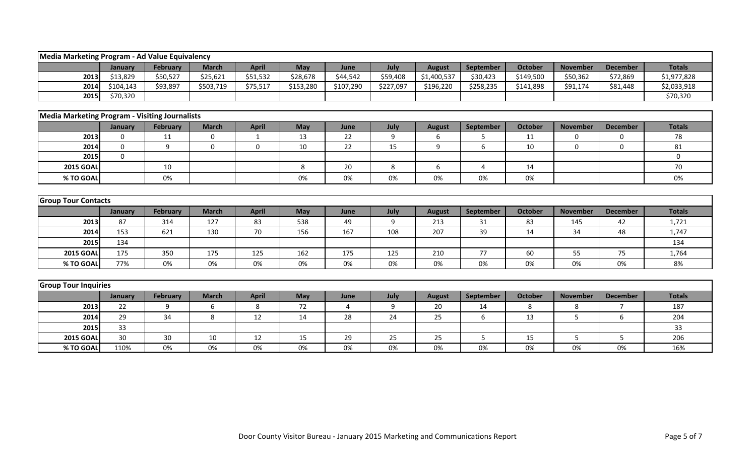| Media Marketing Program - Ad Value Equivalency | | | | | | | | | | | | | |
|---|---|---|---|---|---|---|---|---|---|---|---|---|---|
| | January | February | March | April | May | June | July | August | September | October | November | December | Totals |
| 2013 | $13,829 | $50,527 | $25,621 | $51,532 | $28,678 | $44,542 | $59,408 | $1,400,537 | $30,423 | $149,500 | $50,362 | $72,869 | $1,977,828 |
| 2014 | $104,143 | $93,897 | $503,719 | $75,517 | $153,280 | $107,290 | $227,097 | $196,220 | $258,235 | $141,898 | $91,174 | $81,448 | $2,033,918 |
| 2015 | $70,320 | | | | | | | | | | | | $70,320 |

| Media Marketing Program - Visiting Journalists | | | | | | | | | | | | | |
|---|---|---|---|---|---|---|---|---|---|---|---|---|---|
| | January | February | March | April | May | June | July | August | September | October | November | December | Totals |
| 2013 | 0 | 11 | 0 | 1 | 13 | 22 | 9 | 6 | 5 | 11 | 0 | 0 | 78 |
| 2014 | 0 | 9 | 0 | 0 | 10 | 22 | 15 | 9 | 6 | 10 | 0 | 0 | 81 |
| 2015 | 0 | | | | | | | | | | | | 0 |
| 2015 GOAL | | 10 | | | 8 | 20 | 8 | 6 | 4 | 14 | | | 70 |
| % TO GOAL | | 0% | | | 0% | 0% | 0% | 0% | 0% | 0% | | | 0% |

| Group Tour Contacts | | | | | | | | | | | | | |
|---|---|---|---|---|---|---|---|---|---|---|---|---|---|
| | January | February | March | April | May | June | July | August | September | October | November | December | Totals |
| 2013 | 87 | 314 | 127 | 83 | 538 | 49 | 9 | 213 | 31 | 83 | 145 | 42 | 1,721 |
| 2014 | 153 | 621 | 130 | 70 | 156 | 167 | 108 | 207 | 39 | 14 | 34 | 48 | 1,747 |
| 2015 | 134 | | | | | | | | | | | | 134 |
| 2015 GOAL | 175 | 350 | 175 | 125 | 162 | 175 | 125 | 210 | 77 | 60 | 55 | 75 | 1,764 |
| % TO GOAL | 77% | 0% | 0% | 0% | 0% | 0% | 0% | 0% | 0% | 0% | 0% | 0% | 8% |

| Group Tour Inquiries | | | | | | | | | | | | | |
|---|---|---|---|---|---|---|---|---|---|---|---|---|---|
| | January | February | March | April | May | June | July | August | September | October | November | December | Totals |
| 2013 | 22 | 9 | 6 | 8 | 72 | 4 | 9 | 20 | 14 | 8 | 8 | 7 | 187 |
| 2014 | 29 | 34 | 8 | 12 | 14 | 28 | 24 | 25 | 6 | 13 | 5 | 6 | 204 |
| 2015 | 33 | | | | | | | | | | | | 33 |
| 2015 GOAL | 30 | 30 | 10 | 12 | 15 | 29 | 25 | 25 | 5 | 15 | 5 | 5 | 206 |
| % TO GOAL | 110% | 0% | 0% | 0% | 0% | 0% | 0% | 0% | 0% | 0% | 0% | 0% | 16% |

Door County Visitor Bureau - January 2015 Marketing and Communications Report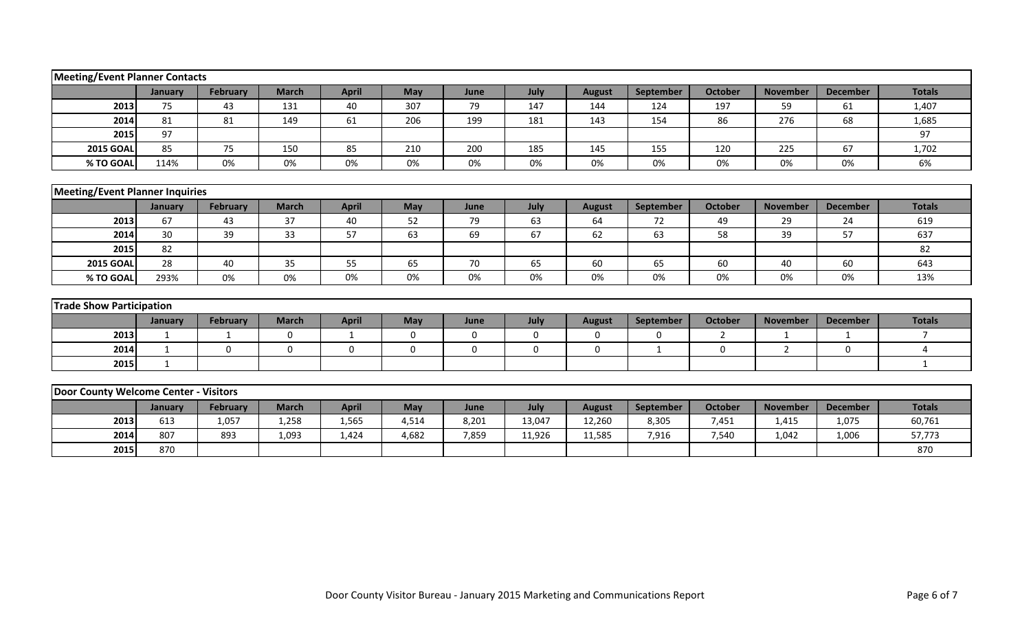## Meeting/Event Planner Contacts

| | January | February | March | April | May | June | July | August | September | October | November | December | Totals |
|---|---|---|---|---|---|---|---|---|---|---|---|---|---|
| 2013 | 75 | 43 | 131 | 40 | 307 | 79 | 147 | 144 | 124 | 197 | 59 | 61 | 1,407 |
| 2014 | 81 | 81 | 149 | 61 | 206 | 199 | 181 | 143 | 154 | 86 | 276 | 68 | 1,685 |
| 2015 | 97 | | | | | | | | | | | | 97 |
| 2015 GOAL | 85 | 75 | 150 | 85 | 210 | 200 | 185 | 145 | 155 | 120 | 225 | 67 | 1,702 |
| % TO GOAL | 114% | 0% | 0% | 0% | 0% | 0% | 0% | 0% | 0% | 0% | 0% | 0% | 6% |

## Meeting/Event Planner Inquiries

| | January | February | March | April | May | June | July | August | September | October | November | December | Totals |
|---|---|---|---|---|---|---|---|---|---|---|---|---|---|
| 2013 | 67 | 43 | 37 | 40 | 52 | 79 | 63 | 64 | 72 | 49 | 29 | 24 | 619 |
| 2014 | 30 | 39 | 33 | 57 | 63 | 69 | 67 | 62 | 63 | 58 | 39 | 57 | 637 |
| 2015 | 82 | | | | | | | | | | | | 82 |
| 2015 GOAL | 28 | 40 | 35 | 55 | 65 | 70 | 65 | 60 | 65 | 60 | 40 | 60 | 643 |
| % TO GOAL | 293% | 0% | 0% | 0% | 0% | 0% | 0% | 0% | 0% | 0% | 0% | 0% | 13% |

## Trade Show Participation

| | January | February | March | April | May | June | July | August | September | October | November | December | Totals |
|---|---|---|---|---|---|---|---|---|---|---|---|---|---|
| 2013 | 1 | 1 | 0 | 1 | 0 | 0 | 0 | 0 | 0 | 2 | 1 | 1 | 7 |
| 2014 | 1 | 0 | 0 | 0 | 0 | 0 | 0 | 0 | 1 | 0 | 2 | 0 | 4 |
| 2015 | 1 | | | | | | | | | | | | 1 |

## Door County Welcome Center - Visitors

| | January | February | March | April | May | June | July | August | September | October | November | December | Totals |
|---|---|---|---|---|---|---|---|---|---|---|---|---|---|
| 2013 | 613 | 1,057 | 1,258 | 1,565 | 4,514 | 8,201 | 13,047 | 12,260 | 8,305 | 7,451 | 1,415 | 1,075 | 60,761 |
| 2014 | 807 | 893 | 1,093 | 1,424 | 4,682 | 7,859 | 11,926 | 11,585 | 7,916 | 7,540 | 1,042 | 1,006 | 57,773 |
| 2015 | 870 | | | | | | | | | | | | 870 |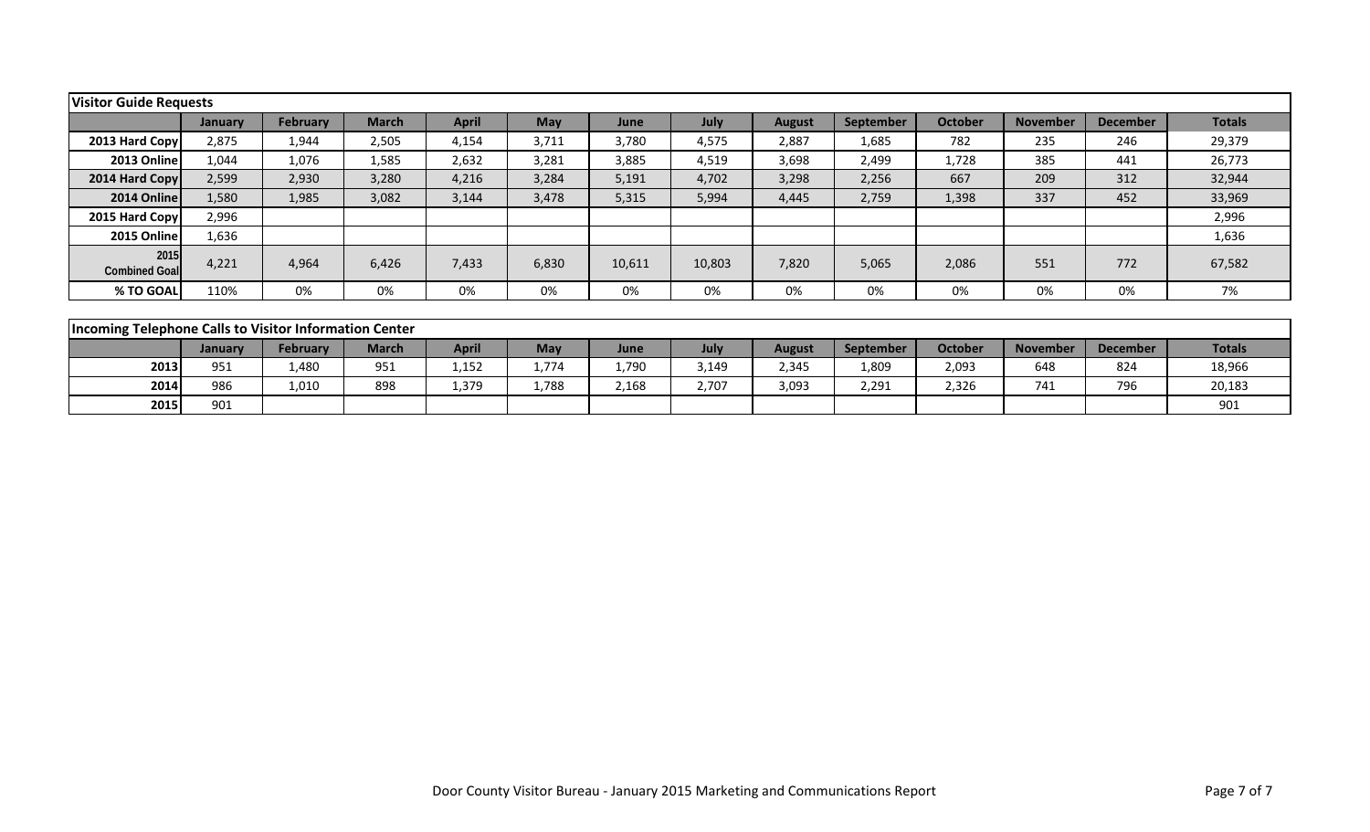| Visitor Guide Requests | | | | | | | | | | | | | |
|---|---|---|---|---|---|---|---|---|---|---|---|---|---|
| | January | February | March | April | May | June | July | August | September | October | November | December | Totals |
| 2013 Hard Copy | 2,875 | 1,944 | 2,505 | 4,154 | 3,711 | 3,780 | 4,575 | 2,887 | 1,685 | 782 | 235 | 246 | 29,379 |
| 2013 Online | 1,044 | 1,076 | 1,585 | 2,632 | 3,281 | 3,885 | 4,519 | 3,698 | 2,499 | 1,728 | 385 | 441 | 26,773 |
| 2014 Hard Copy | 2,599 | 2,930 | 3,280 | 4,216 | 3,284 | 5,191 | 4,702 | 3,298 | 2,256 | 667 | 209 | 312 | 32,944 |
| 2014 Online | 1,580 | 1,985 | 3,082 | 3,144 | 3,478 | 5,315 | 5,994 | 4,445 | 2,759 | 1,398 | 337 | 452 | 33,969 |
| 2015 Hard Copy | 2,996 | | | | | | | | | | | | 2,996 |
| 2015 Online | 1,636 | | | | | | | | | | | | 1,636 |
| 2015 Combined Goal | 4,221 | 4,964 | 6,426 | 7,433 | 6,830 | 10,611 | 10,803 | 7,820 | 5,065 | 2,086 | 551 | 772 | 67,582 |
| % TO GOAL | 110% | 0% | 0% | 0% | 0% | 0% | 0% | 0% | 0% | 0% | 0% | 0% | 7% |

| Incoming Telephone Calls to Visitor Information Center | | | | | | | | | | | | | |
|---|---|---|---|---|---|---|---|---|---|---|---|---|---|
| | January | February | March | April | May | June | July | August | September | October | November | December | Totals |
| 2013 | 951 | 1,480 | 951 | 1,152 | 1,774 | 1,790 | 3,149 | 2,345 | 1,809 | 2,093 | 648 | 824 | 18,966 |
| 2014 | 986 | 1,010 | 898 | 1,379 | 1,788 | 2,168 | 2,707 | 3,093 | 2,291 | 2,326 | 741 | 796 | 20,183 |
| 2015 | 901 | | | | | | | | | | | | 901 |